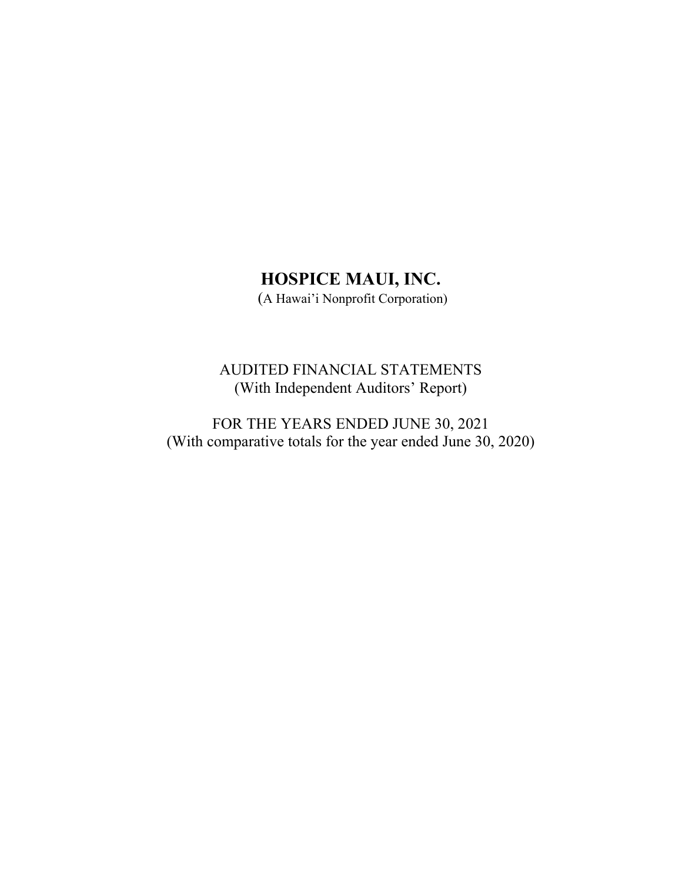# HOSPICE MAUI, INC.

(A Hawai'i Nonprofit Corporation)

AUDITED FINANCIAL STATEMENTS
(With Independent Auditors' Report)

FOR THE YEARS ENDED JUNE 30, 2021
(With comparative totals for the year ended June 30, 2020)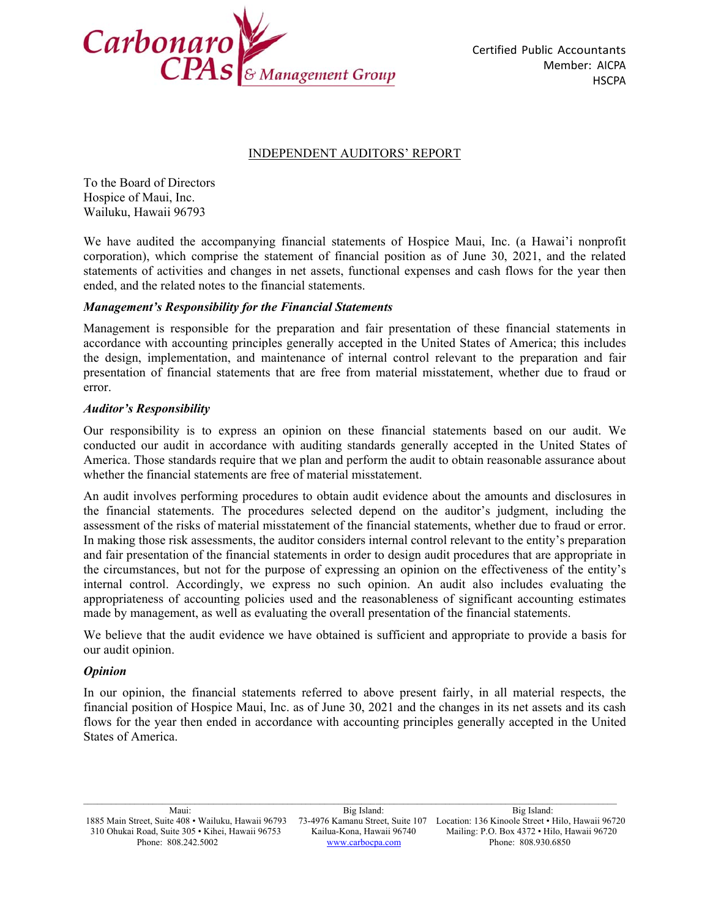Carbonaro CPAs & Management Group

Certified Public Accountants
Member: AICPA
HSCPA

## INDEPENDENT AUDITORS' REPORT

To the Board of Directors
Hospice of Maui, Inc.
Wailuku, Hawaii 96793

We have audited the accompanying financial statements of Hospice Maui, Inc. (a Hawai'i nonprofit corporation), which comprise the statement of financial position as of June 30, 2021, and the related statements of activities and changes in net assets, functional expenses and cash flows for the year then ended, and the related notes to the financial statements.

### *Management's Responsibility for the Financial Statements*

Management is responsible for the preparation and fair presentation of these financial statements in accordance with accounting principles generally accepted in the United States of America; this includes the design, implementation, and maintenance of internal control relevant to the preparation and fair presentation of financial statements that are free from material misstatement, whether due to fraud or error.

### *Auditor's Responsibility*

Our responsibility is to express an opinion on these financial statements based on our audit. We conducted our audit in accordance with auditing standards generally accepted in the United States of America. Those standards require that we plan and perform the audit to obtain reasonable assurance about whether the financial statements are free of material misstatement.

An audit involves performing procedures to obtain audit evidence about the amounts and disclosures in the financial statements. The procedures selected depend on the auditor's judgment, including the assessment of the risks of material misstatement of the financial statements, whether due to fraud or error. In making those risk assessments, the auditor considers internal control relevant to the entity's preparation and fair presentation of the financial statements in order to design audit procedures that are appropriate in the circumstances, but not for the purpose of expressing an opinion on the effectiveness of the entity's internal control. Accordingly, we express no such opinion. An audit also includes evaluating the appropriateness of accounting policies used and the reasonableness of significant accounting estimates made by management, as well as evaluating the overall presentation of the financial statements.

We believe that the audit evidence we have obtained is sufficient and appropriate to provide a basis for our audit opinion.

### *Opinion*

In our opinion, the financial statements referred to above present fairly, in all material respects, the financial position of Hospice Maui, Inc. as of June 30, 2021 and the changes in its net assets and its cash flows for the year then ended in accordance with accounting principles generally accepted in the United States of America.

Maui:
1885 Main Street, Suite 408 • Wailuku, Hawaii 96793
310 Ohukai Road, Suite 305 • Kihei, Hawaii 96753
Phone: 808.242.5002

Big Island:
73-4976 Kamanu Street, Suite 107
Kailua-Kona, Hawaii 96740
www.carbocpa.com

Big Island:
Location: 136 Kinoole Street • Hilo, Hawaii 96720
Mailing: P.O. Box 4372 • Hilo, Hawaii 96720
Phone: 808.930.6850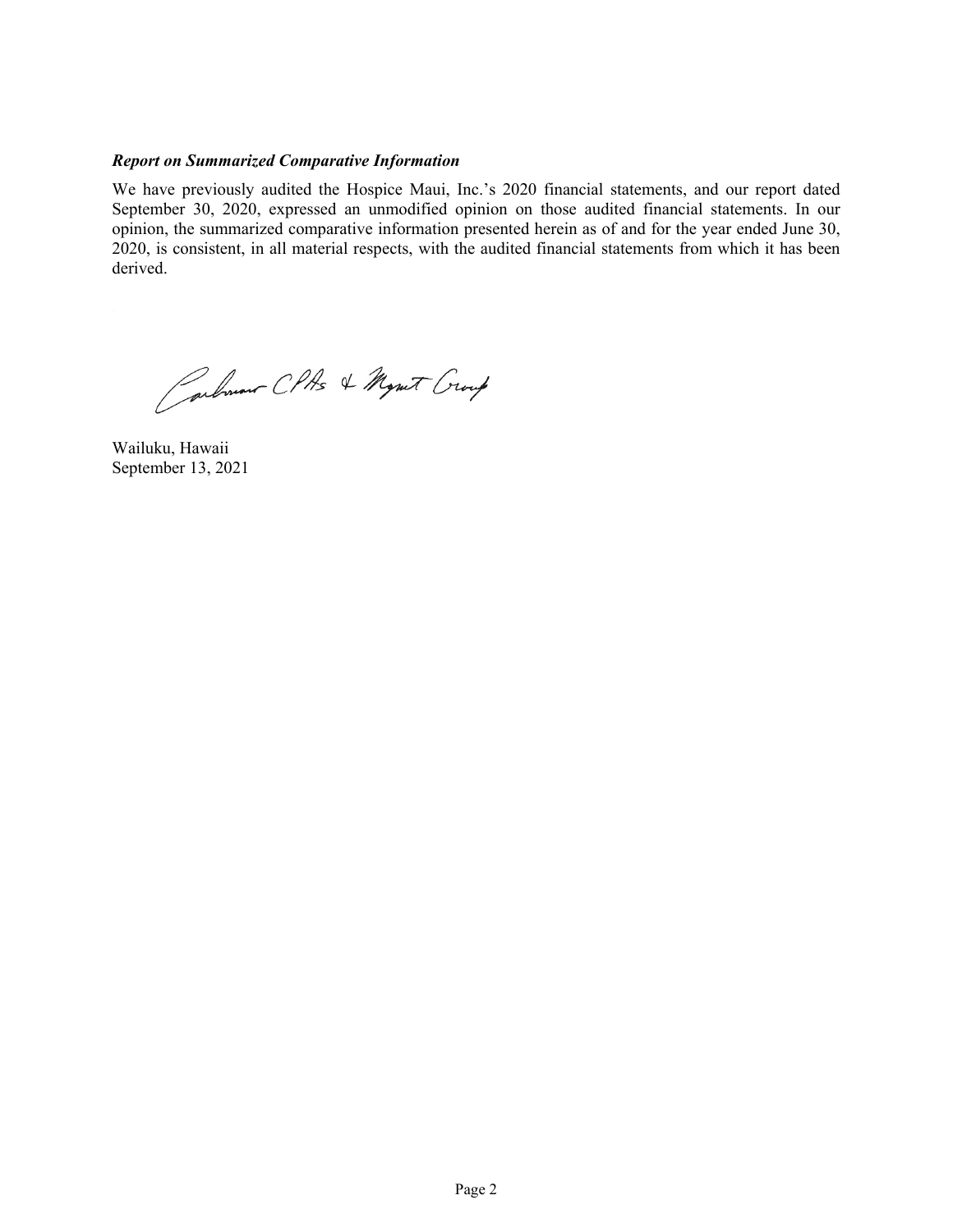***Report on Summarized Comparative Information***

We have previously audited the Hospice Maui, Inc.'s 2020 financial statements, and our report dated September 30, 2020, expressed an unmodified opinion on those audited financial statements. In our opinion, the summarized comparative information presented herein as of and for the year ended June 30, 2020, is consistent, in all material respects, with the audited financial statements from which it has been derived.

Carbonaro CPAs & Mgmt Group

Wailuku, Hawaii
September 13, 2021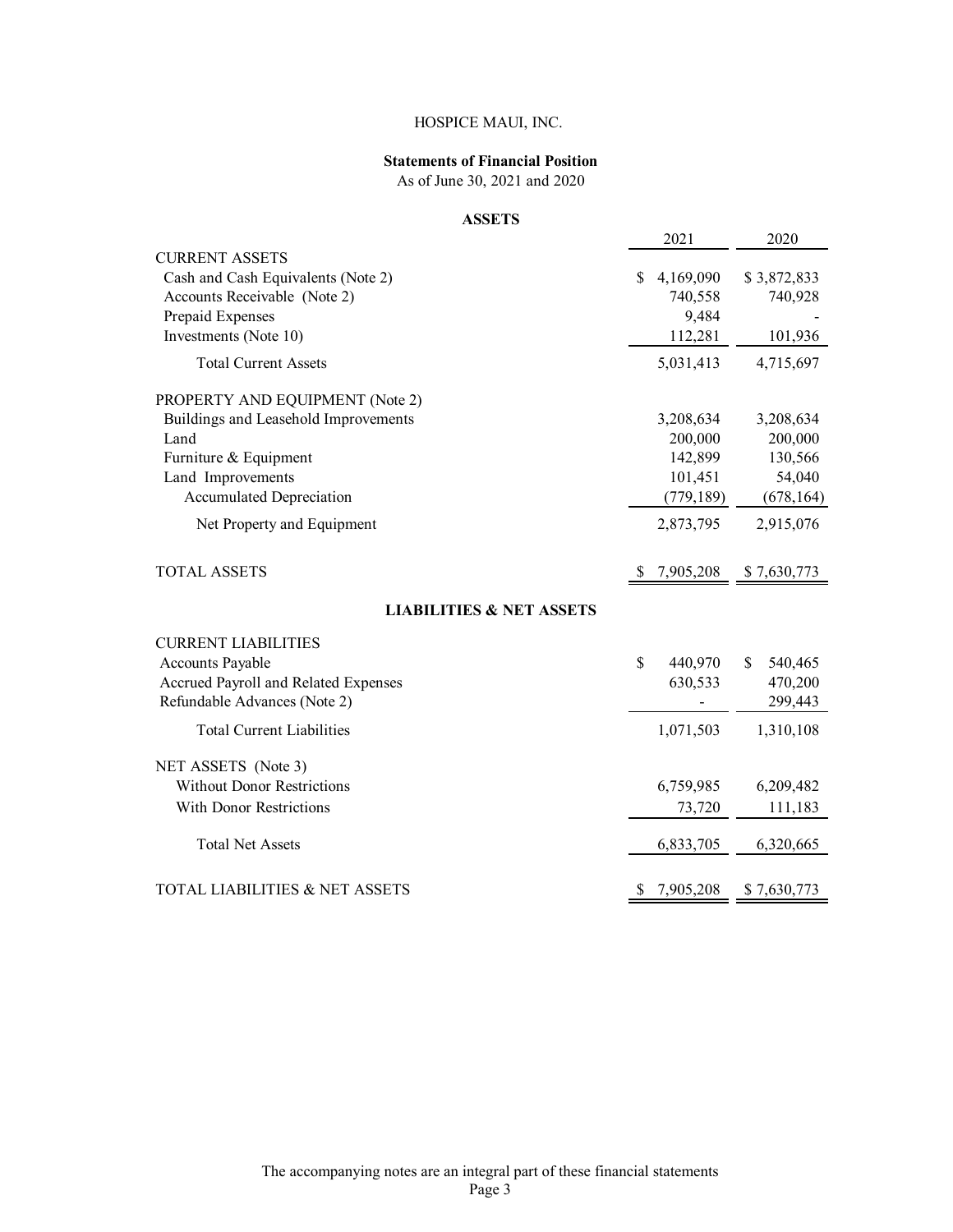HOSPICE MAUI, INC.

**Statements of Financial Position**

As of June 30, 2021 and 2020

**ASSETS**

| | 2021 | 2020 |
|---|---|---|
| CURRENT ASSETS | | |
| Cash and Cash Equivalents (Note 2) | $ 4,169,090 | $ 3,872,833 |
| Accounts Receivable (Note 2) | 740,558 | 740,928 |
| Prepaid Expenses | 9,484 | - |
| Investments (Note 10) | 112,281 | 101,936 |
| Total Current Assets | 5,031,413 | 4,715,697 |
| PROPERTY AND EQUIPMENT (Note 2) | | |
| Buildings and Leasehold Improvements | 3,208,634 | 3,208,634 |
| Land | 200,000 | 200,000 |
| Furniture & Equipment | 142,899 | 130,566 |
| Land Improvements | 101,451 | 54,040 |
| Accumulated Depreciation | (779,189) | (678,164) |
| Net Property and Equipment | 2,873,795 | 2,915,076 |
| TOTAL ASSETS | $ 7,905,208 | $ 7,630,773 |

**LIABILITIES & NET ASSETS**

| | 2021 | 2020 |
|---|---|---|
| CURRENT LIABILITIES | | |
| Accounts Payable | $ 440,970 | $ 540,465 |
| Accrued Payroll and Related Expenses | 630,533 | 470,200 |
| Refundable Advances (Note 2) | - | 299,443 |
| Total Current Liabilities | 1,071,503 | 1,310,108 |
| NET ASSETS (Note 3) | | |
| Without Donor Restrictions | 6,759,985 | 6,209,482 |
| With Donor Restrictions | 73,720 | 111,183 |
| Total Net Assets | 6,833,705 | 6,320,665 |
| TOTAL LIABILITIES & NET ASSETS | $ 7,905,208 | $ 7,630,773 |

The accompanying notes are an integral part of these financial statements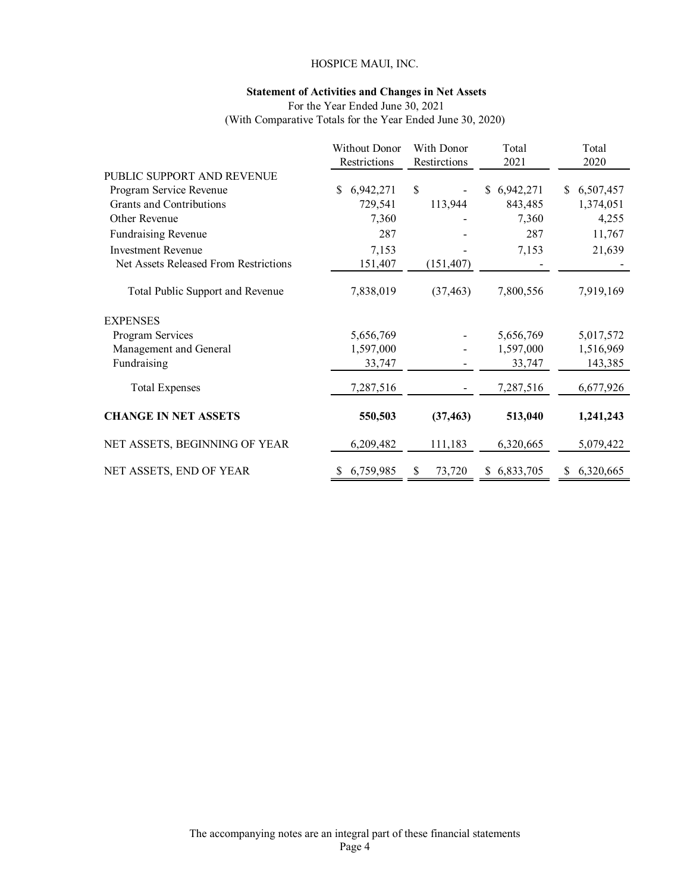HOSPICE MAUI, INC.

## Statement of Activities and Changes in Net Assets

For the Year Ended June 30, 2021
(With Comparative Totals for the Year Ended June 30, 2020)

| | Without Donor Restrictions | With Donor Restirctions | Total 2021 | Total 2020 |
|---|---|---|---|---|
| PUBLIC SUPPORT AND REVENUE | | | | |
| Program Service Revenue | $ 6,942,271 | $ - | $ 6,942,271 | $ 6,507,457 |
| Grants and Contributions | 729,541 | 113,944 | 843,485 | 1,374,051 |
| Other Revenue | 7,360 | - | 7,360 | 4,255 |
| Fundraising Revenue | 287 | - | 287 | 11,767 |
| Investment Revenue | 7,153 | - | 7,153 | 21,639 |
| Net Assets Released From Restrictions | 151,407 | (151,407) | - | - |
| Total Public Support and Revenue | 7,838,019 | (37,463) | 7,800,556 | 7,919,169 |
| EXPENSES | | | | |
| Program Services | 5,656,769 | - | 5,656,769 | 5,017,572 |
| Management and General | 1,597,000 | - | 1,597,000 | 1,516,969 |
| Fundraising | 33,747 | - | 33,747 | 143,385 |
| Total Expenses | 7,287,516 | - | 7,287,516 | 6,677,926 |
| **CHANGE IN NET ASSETS** | **550,503** | **(37,463)** | **513,040** | **1,241,243** |
| NET ASSETS, BEGINNING OF YEAR | 6,209,482 | 111,183 | 6,320,665 | 5,079,422 |
| NET ASSETS, END OF YEAR | $ 6,759,985 | $ 73,720 | $ 6,833,705 | $ 6,320,665 |

The accompanying notes are an integral part of these financial statements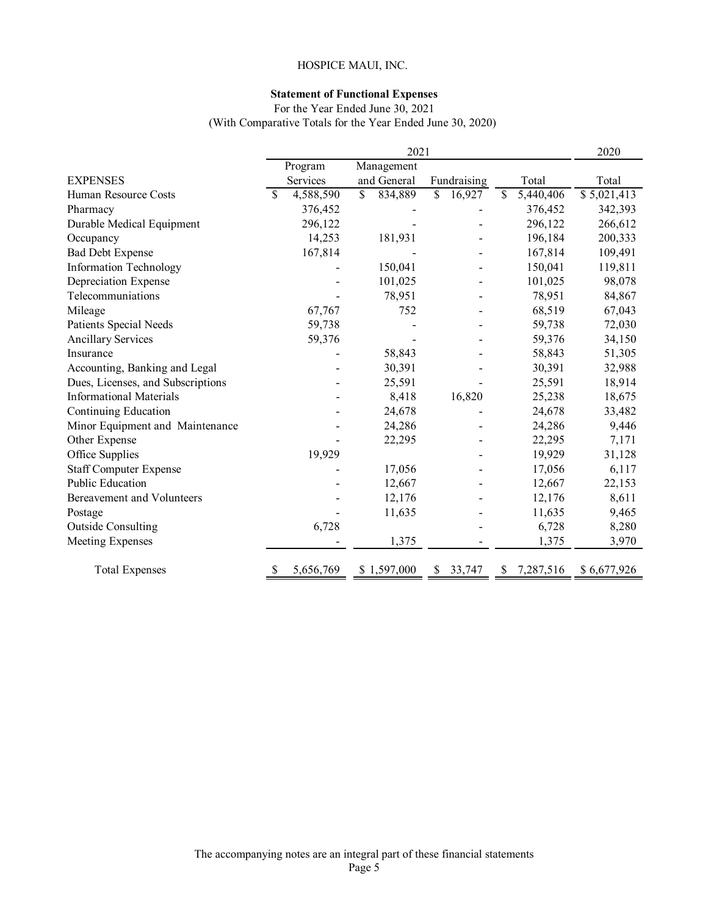HOSPICE MAUI, INC.

**Statement of Functional Expenses**

For the Year Ended June 30, 2021

(With Comparative Totals for the Year Ended June 30, 2020)

| | 2021 | | | | 2020 |
|---|---|---|---|---|---|
| EXPENSES | Program Services | Management and General | Fundraising | Total | Total |
| Human Resource Costs | $ 4,588,590 | $ 834,889 | $ 16,927 | $ 5,440,406 | $ 5,021,413 |
| Pharmacy | 376,452 | - | - | 376,452 | 342,393 |
| Durable Medical Equipment | 296,122 | - | - | 296,122 | 266,612 |
| Occupancy | 14,253 | 181,931 | - | 196,184 | 200,333 |
| Bad Debt Expense | 167,814 | - | - | 167,814 | 109,491 |
| Information Technology | - | 150,041 | - | 150,041 | 119,811 |
| Depreciation Expense | - | 101,025 | - | 101,025 | 98,078 |
| Telecommuniations | - | 78,951 | - | 78,951 | 84,867 |
| Mileage | 67,767 | 752 | - | 68,519 | 67,043 |
| Patients Special Needs | 59,738 | - | - | 59,738 | 72,030 |
| Ancillary Services | 59,376 | - | - | 59,376 | 34,150 |
| Insurance | - | 58,843 | - | 58,843 | 51,305 |
| Accounting, Banking and Legal | - | 30,391 | - | 30,391 | 32,988 |
| Dues, Licenses, and Subscriptions | - | 25,591 | - | 25,591 | 18,914 |
| Informational Materials | - | 8,418 | 16,820 | 25,238 | 18,675 |
| Continuing Education | - | 24,678 | - | 24,678 | 33,482 |
| Minor Equipment and Maintenance | - | 24,286 | - | 24,286 | 9,446 |
| Other Expense | - | 22,295 | - | 22,295 | 7,171 |
| Office Supplies | 19,929 | | - | 19,929 | 31,128 |
| Staff Computer Expense | - | 17,056 | - | 17,056 | 6,117 |
| Public Education | - | 12,667 | - | 12,667 | 22,153 |
| Bereavement and Volunteers | - | 12,176 | - | 12,176 | 8,611 |
| Postage | - | 11,635 | - | 11,635 | 9,465 |
| Outside Consulting | 6,728 | | - | 6,728 | 8,280 |
| Meeting Expenses | - | 1,375 | - | 1,375 | 3,970 |
| Total Expenses | $ 5,656,769 | $ 1,597,000 | $ 33,747 | $ 7,287,516 | $ 6,677,926 |

The accompanying notes are an integral part of these financial statements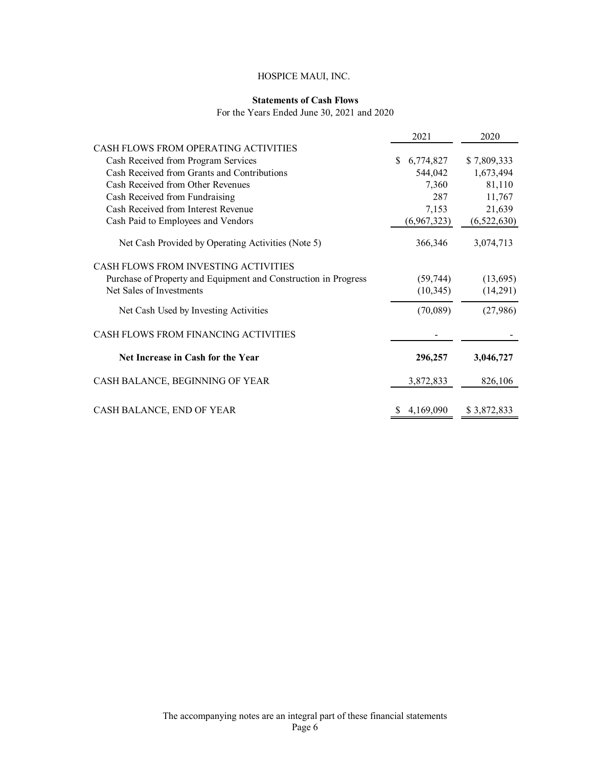HOSPICE MAUI, INC.

**Statements of Cash Flows**

For the Years Ended June 30, 2021 and 2020

| | 2021 | 2020 |
|---|---|---|
| CASH FLOWS FROM OPERATING ACTIVITIES | | |
| Cash Received from Program Services | $ 6,774,827 | $ 7,809,333 |
| Cash Received from Grants and Contributions | 544,042 | 1,673,494 |
| Cash Received from Other Revenues | 7,360 | 81,110 |
| Cash Received from Fundraising | 287 | 11,767 |
| Cash Received from Interest Revenue | 7,153 | 21,639 |
| Cash Paid to Employees and Vendors | (6,967,323) | (6,522,630) |
| Net Cash Provided by Operating Activities (Note 5) | 366,346 | 3,074,713 |
| CASH FLOWS FROM INVESTING ACTIVITIES | | |
| Purchase of Property and Equipment and Construction in Progress | (59,744) | (13,695) |
| Net Sales of Investments | (10,345) | (14,291) |
| Net Cash Used by Investing Activities | (70,089) | (27,986) |
| CASH FLOWS FROM FINANCING ACTIVITIES | - | - |
| **Net Increase in Cash for the Year** | **296,257** | **3,046,727** |
| CASH BALANCE, BEGINNING OF YEAR | 3,872,833 | 826,106 |
| CASH BALANCE, END OF YEAR | $ 4,169,090 | $ 3,872,833 |

The accompanying notes are an integral part of these financial statements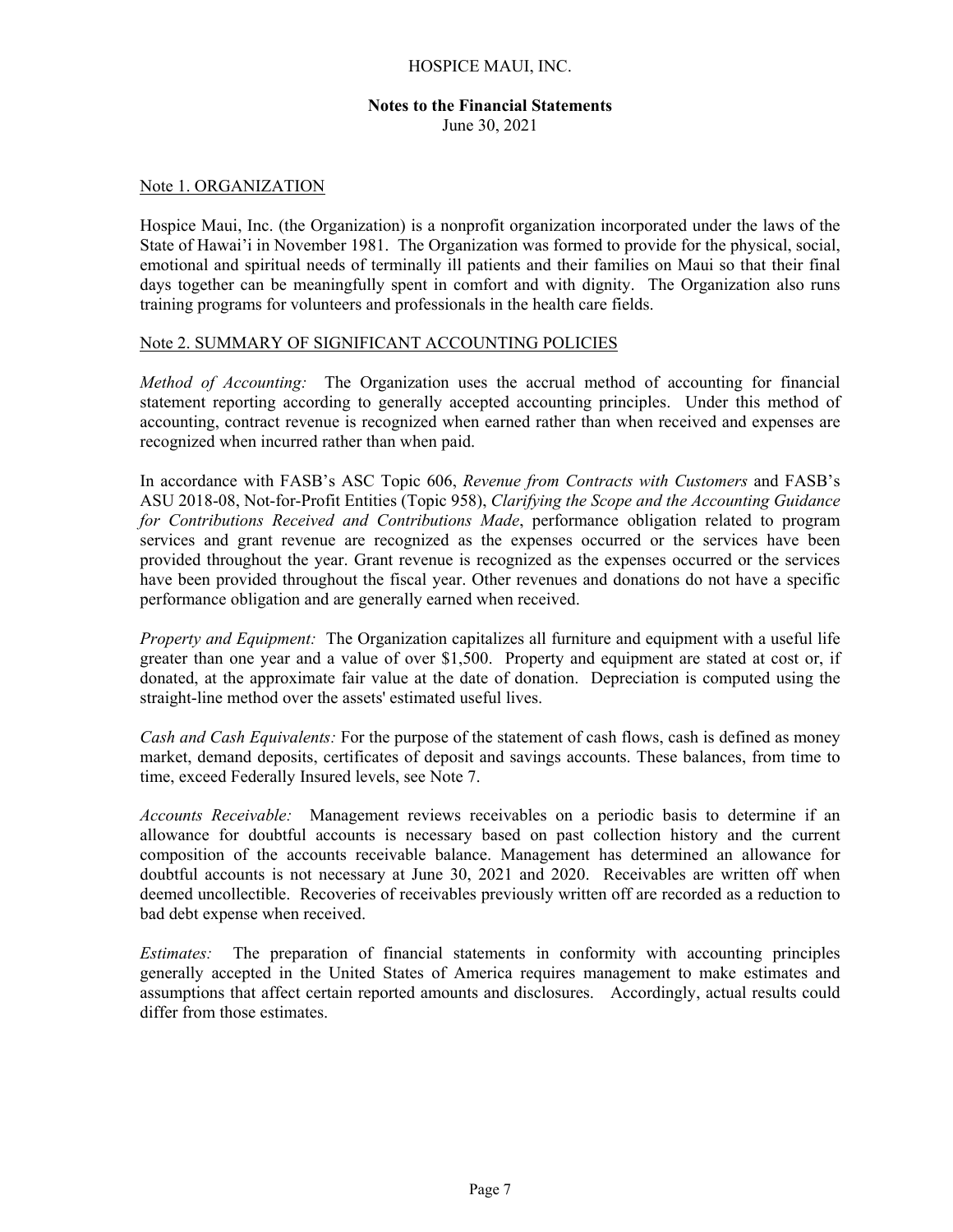# HOSPICE MAUI, INC.

## Notes to the Financial Statements

June 30, 2021

### Note 1. ORGANIZATION

Hospice Maui, Inc. (the Organization) is a nonprofit organization incorporated under the laws of the State of Hawai'i in November 1981. The Organization was formed to provide for the physical, social, emotional and spiritual needs of terminally ill patients and their families on Maui so that their final days together can be meaningfully spent in comfort and with dignity. The Organization also runs training programs for volunteers and professionals in the health care fields.

### Note 2. SUMMARY OF SIGNIFICANT ACCOUNTING POLICIES

*Method of Accounting:* The Organization uses the accrual method of accounting for financial statement reporting according to generally accepted accounting principles. Under this method of accounting, contract revenue is recognized when earned rather than when received and expenses are recognized when incurred rather than when paid.

In accordance with FASB's ASC Topic 606, *Revenue from Contracts with Customers* and FASB's ASU 2018-08, Not-for-Profit Entities (Topic 958), *Clarifying the Scope and the Accounting Guidance for Contributions Received and Contributions Made*, performance obligation related to program services and grant revenue are recognized as the expenses occurred or the services have been provided throughout the year. Grant revenue is recognized as the expenses occurred or the services have been provided throughout the fiscal year. Other revenues and donations do not have a specific performance obligation and are generally earned when received.

*Property and Equipment:* The Organization capitalizes all furniture and equipment with a useful life greater than one year and a value of over $1,500. Property and equipment are stated at cost or, if donated, at the approximate fair value at the date of donation. Depreciation is computed using the straight-line method over the assets' estimated useful lives.

*Cash and Cash Equivalents:* For the purpose of the statement of cash flows, cash is defined as money market, demand deposits, certificates of deposit and savings accounts. These balances, from time to time, exceed Federally Insured levels, see Note 7.

*Accounts Receivable:* Management reviews receivables on a periodic basis to determine if an allowance for doubtful accounts is necessary based on past collection history and the current composition of the accounts receivable balance. Management has determined an allowance for doubtful accounts is not necessary at June 30, 2021 and 2020. Receivables are written off when deemed uncollectible. Recoveries of receivables previously written off are recorded as a reduction to bad debt expense when received.

*Estimates:* The preparation of financial statements in conformity with accounting principles generally accepted in the United States of America requires management to make estimates and assumptions that affect certain reported amounts and disclosures. Accordingly, actual results could differ from those estimates.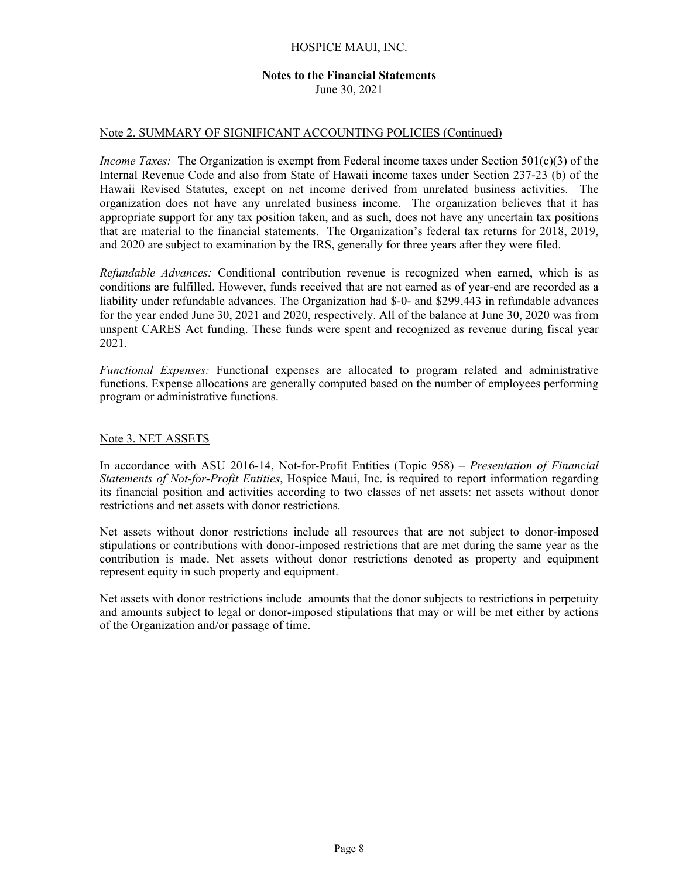HOSPICE MAUI, INC.

**Notes to the Financial Statements**
June 30, 2021

Note 2. SUMMARY OF SIGNIFICANT ACCOUNTING POLICIES (Continued)

*Income Taxes:* The Organization is exempt from Federal income taxes under Section 501(c)(3) of the Internal Revenue Code and also from State of Hawaii income taxes under Section 237-23 (b) of the Hawaii Revised Statutes, except on net income derived from unrelated business activities. The organization does not have any unrelated business income. The organization believes that it has appropriate support for any tax position taken, and as such, does not have any uncertain tax positions that are material to the financial statements. The Organization's federal tax returns for 2018, 2019, and 2020 are subject to examination by the IRS, generally for three years after they were filed.

*Refundable Advances:* Conditional contribution revenue is recognized when earned, which is as conditions are fulfilled. However, funds received that are not earned as of year-end are recorded as a liability under refundable advances. The Organization had $-0- and $299,443 in refundable advances for the year ended June 30, 2021 and 2020, respectively. All of the balance at June 30, 2020 was from unspent CARES Act funding. These funds were spent and recognized as revenue during fiscal year 2021.

*Functional Expenses:* Functional expenses are allocated to program related and administrative functions. Expense allocations are generally computed based on the number of employees performing program or administrative functions.

Note 3. NET ASSETS

In accordance with ASU 2016-14, Not-for-Profit Entities (Topic 958) – *Presentation of Financial Statements of Not-for-Profit Entities*, Hospice Maui, Inc. is required to report information regarding its financial position and activities according to two classes of net assets: net assets without donor restrictions and net assets with donor restrictions.

Net assets without donor restrictions include all resources that are not subject to donor-imposed stipulations or contributions with donor-imposed restrictions that are met during the same year as the contribution is made. Net assets without donor restrictions denoted as property and equipment represent equity in such property and equipment.

Net assets with donor restrictions include amounts that the donor subjects to restrictions in perpetuity and amounts subject to legal or donor-imposed stipulations that may or will be met either by actions of the Organization and/or passage of time.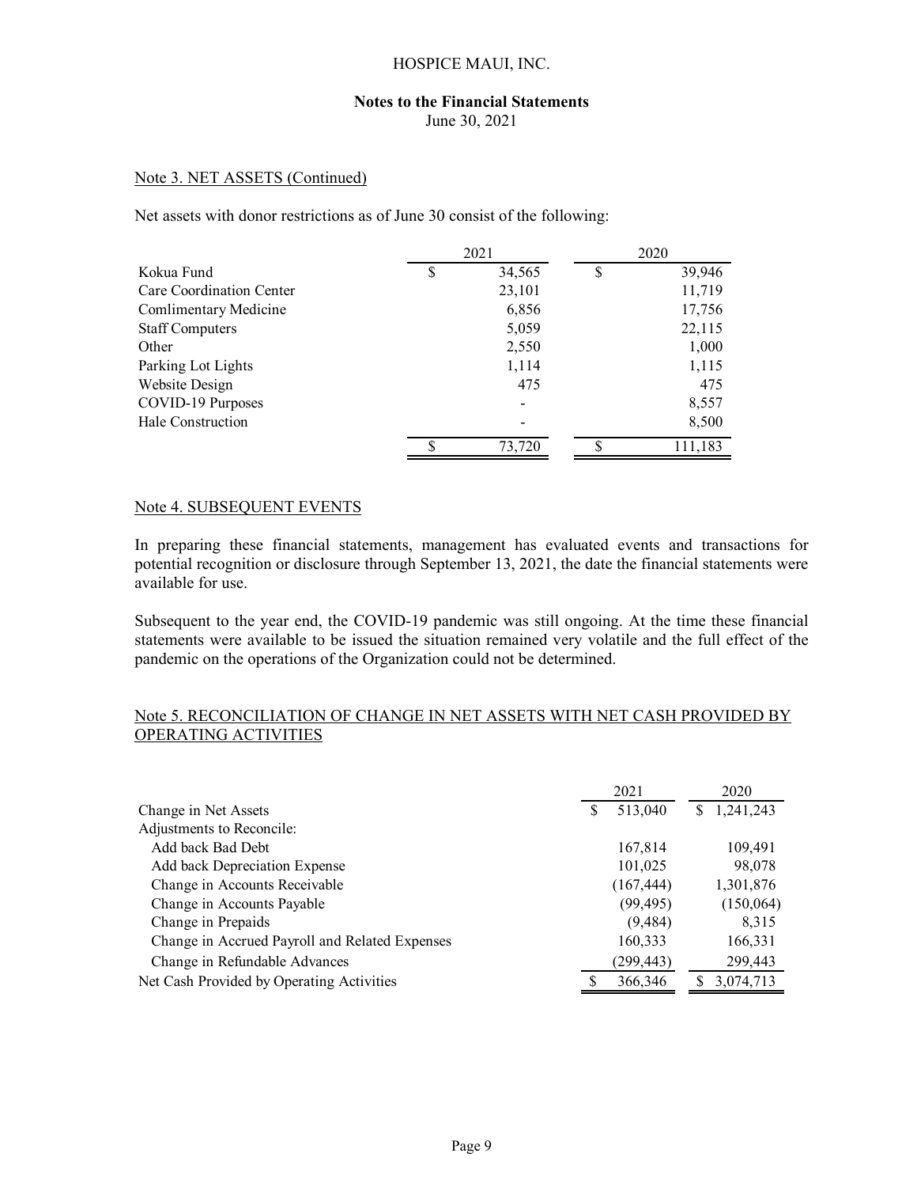HOSPICE MAUI, INC.

**Notes to the Financial Statements**
June 30, 2021

Note 3. NET ASSETS (Continued)

Net assets with donor restrictions as of June 30 consist of the following:

| | 2021 | 2020 |
|---|---|---|
| Kokua Fund | $ 34,565 | $ 39,946 |
| Care Coordination Center | 23,101 | 11,719 |
| Comlimentary Medicine | 6,856 | 17,756 |
| Staff Computers | 5,059 | 22,115 |
| Other | 2,550 | 1,000 |
| Parking Lot Lights | 1,114 | 1,115 |
| Website Design | 475 | 475 |
| COVID-19 Purposes | - | 8,557 |
| Hale Construction | - | 8,500 |
| | $ 73,720 | $ 111,183 |

Note 4. SUBSEQUENT EVENTS

In preparing these financial statements, management has evaluated events and transactions for potential recognition or disclosure through September 13, 2021, the date the financial statements were available for use.

Subsequent to the year end, the COVID-19 pandemic was still ongoing. At the time these financial statements were available to be issued the situation remained very volatile and the full effect of the pandemic on the operations of the Organization could not be determined.

Note 5. RECONCILIATION OF CHANGE IN NET ASSETS WITH NET CASH PROVIDED BY OPERATING ACTIVITIES

| | 2021 | 2020 |
|---|---|---|
| Change in Net Assets | $ 513,040 | $ 1,241,243 |
| Adjustments to Reconcile: | | |
| Add back Bad Debt | 167,814 | 109,491 |
| Add back Depreciation Expense | 101,025 | 98,078 |
| Change in Accounts Receivable | (167,444) | 1,301,876 |
| Change in Accounts Payable | (99,495) | (150,064) |
| Change in Prepaids | (9,484) | 8,315 |
| Change in Accrued Payroll and Related Expenses | 160,333 | 166,331 |
| Change in Refundable Advances | (299,443) | 299,443 |
| Net Cash Provided by Operating Activities | $ 366,346 | $ 3,074,713 |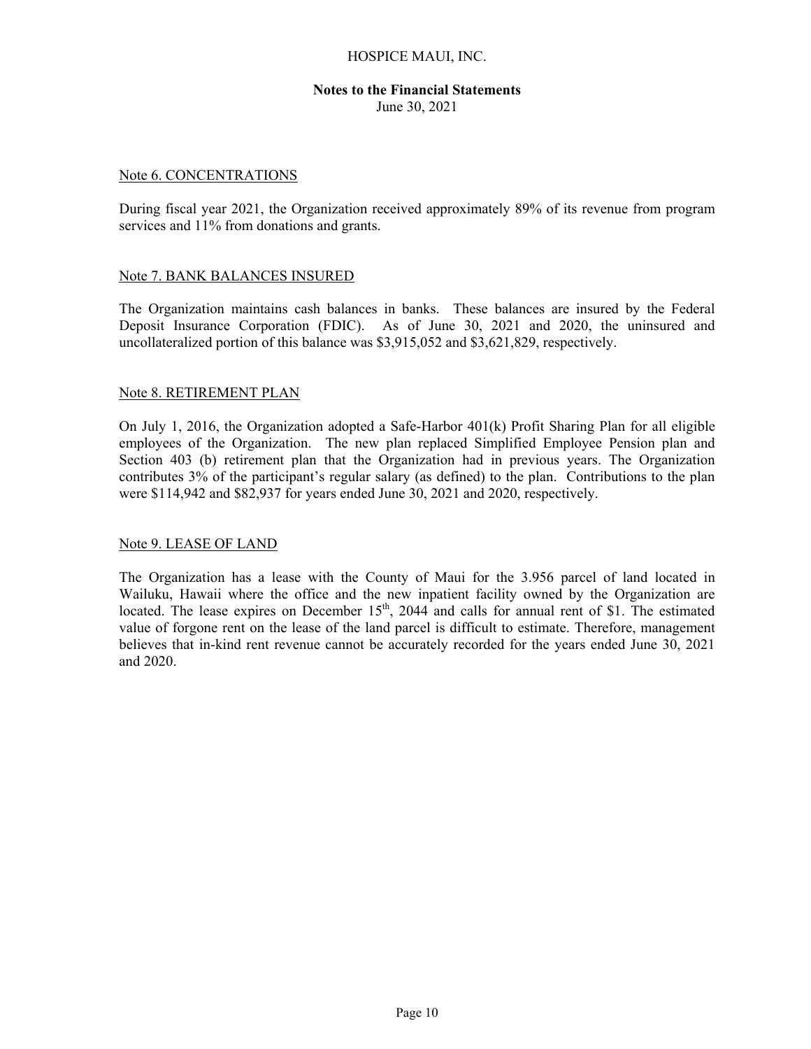HOSPICE MAUI, INC.

**Notes to the Financial Statements**
June 30, 2021

Note 6. CONCENTRATIONS

During fiscal year 2021, the Organization received approximately 89% of its revenue from program services and 11% from donations and grants.

Note 7. BANK BALANCES INSURED

The Organization maintains cash balances in banks. These balances are insured by the Federal Deposit Insurance Corporation (FDIC). As of June 30, 2021 and 2020, the uninsured and uncollateralized portion of this balance was $3,915,052 and $3,621,829, respectively.

Note 8. RETIREMENT PLAN

On July 1, 2016, the Organization adopted a Safe-Harbor 401(k) Profit Sharing Plan for all eligible employees of the Organization. The new plan replaced Simplified Employee Pension plan and Section 403 (b) retirement plan that the Organization had in previous years. The Organization contributes 3% of the participant's regular salary (as defined) to the plan. Contributions to the plan were $114,942 and $82,937 for years ended June 30, 2021 and 2020, respectively.

Note 9. LEASE OF LAND

The Organization has a lease with the County of Maui for the 3.956 parcel of land located in Wailuku, Hawaii where the office and the new inpatient facility owned by the Organization are located. The lease expires on December 15th, 2044 and calls for annual rent of $1. The estimated value of forgone rent on the lease of the land parcel is difficult to estimate. Therefore, management believes that in-kind rent revenue cannot be accurately recorded for the years ended June 30, 2021 and 2020.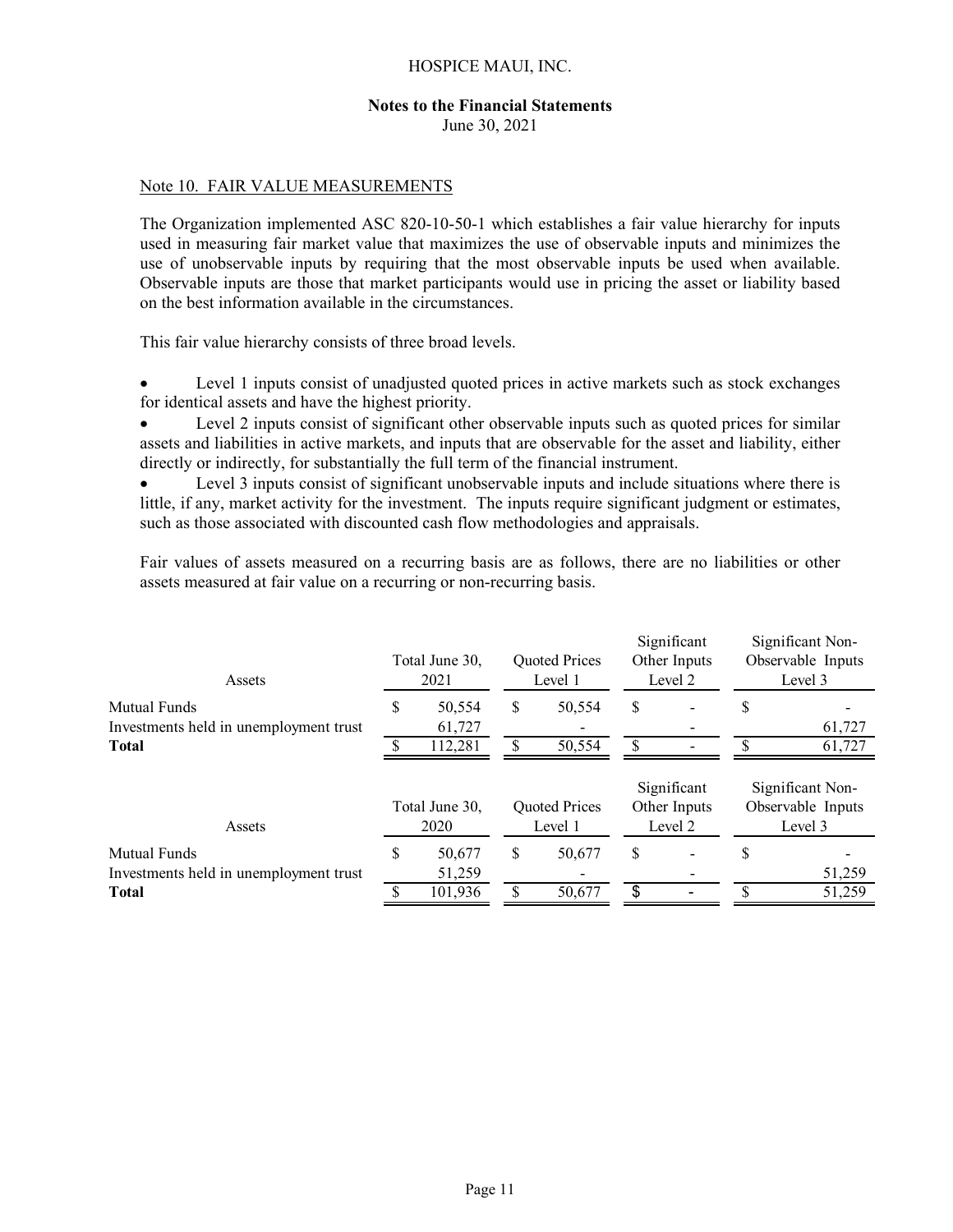HOSPICE MAUI, INC.

**Notes to the Financial Statements**
June 30, 2021

## Note 10. FAIR VALUE MEASUREMENTS

The Organization implemented ASC 820-10-50-1 which establishes a fair value hierarchy for inputs used in measuring fair market value that maximizes the use of observable inputs and minimizes the use of unobservable inputs by requiring that the most observable inputs be used when available. Observable inputs are those that market participants would use in pricing the asset or liability based on the best information available in the circumstances.

This fair value hierarchy consists of three broad levels.

- Level 1 inputs consist of unadjusted quoted prices in active markets such as stock exchanges for identical assets and have the highest priority.
- Level 2 inputs consist of significant other observable inputs such as quoted prices for similar assets and liabilities in active markets, and inputs that are observable for the asset and liability, either directly or indirectly, for substantially the full term of the financial instrument.
- Level 3 inputs consist of significant unobservable inputs and include situations where there is little, if any, market activity for the investment. The inputs require significant judgment or estimates, such as those associated with discounted cash flow methodologies and appraisals.

Fair values of assets measured on a recurring basis are as follows, there are no liabilities or other assets measured at fair value on a recurring or non-recurring basis.

| Assets | Total June 30, 2021 | Quoted Prices Level 1 | Significant Other Inputs Level 2 | Significant Non-Observable Inputs Level 3 |
|---|---|---|---|---|
| Mutual Funds | $ 50,554 | $ 50,554 | $ - | $ - |
| Investments held in unemployment trust | 61,727 | - | - | 61,727 |
| **Total** | $ 112,281 | $ 50,554 | $ - | $ 61,727 |

| Assets | Total June 30, 2020 | Quoted Prices Level 1 | Significant Other Inputs Level 2 | Significant Non-Observable Inputs Level 3 |
|---|---|---|---|---|
| Mutual Funds | $ 50,677 | $ 50,677 | $ - | $ - |
| Investments held in unemployment trust | 51,259 | - | - | 51,259 |
| **Total** | $ 101,936 | $ 50,677 | $ - | $ 51,259 |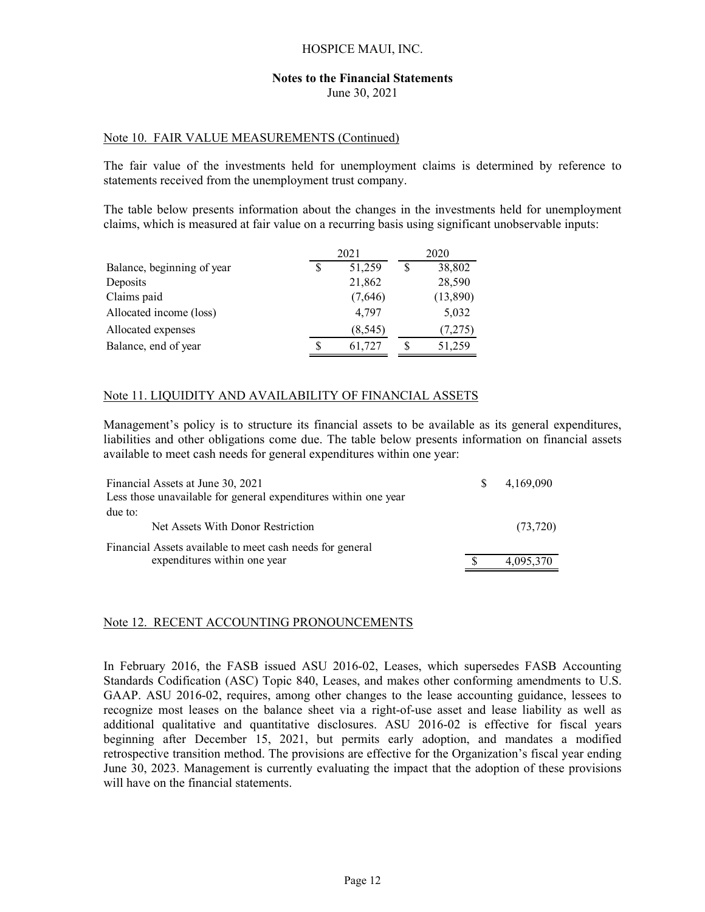HOSPICE MAUI, INC.

**Notes to the Financial Statements**
June 30, 2021

Note 10. FAIR VALUE MEASUREMENTS (Continued)

The fair value of the investments held for unemployment claims is determined by reference to statements received from the unemployment trust company.

The table below presents information about the changes in the investments held for unemployment claims, which is measured at fair value on a recurring basis using significant unobservable inputs:

| | 2021 | 2020 |
|---|---|---|
| Balance, beginning of year | $ 51,259 | $ 38,802 |
| Deposits | 21,862 | 28,590 |
| Claims paid | (7,646) | (13,890) |
| Allocated income (loss) | 4,797 | 5,032 |
| Allocated expenses | (8,545) | (7,275) |
| Balance, end of year | $ 61,727 | $ 51,259 |

Note 11. LIQUIDITY AND AVAILABILITY OF FINANCIAL ASSETS

Management's policy is to structure its financial assets to be available as its general expenditures, liabilities and other obligations come due. The table below presents information on financial assets available to meet cash needs for general expenditures within one year:

| | |
|---|---|
| Financial Assets at June 30, 2021 | $ 4,169,090 |
| Less those unavailable for general expenditures within one year due to: | |
| Net Assets With Donor Restriction | (73,720) |
| Financial Assets available to meet cash needs for general expenditures within one year | $ 4,095,370 |

Note 12. RECENT ACCOUNTING PRONOUNCEMENTS

In February 2016, the FASB issued ASU 2016-02, Leases, which supersedes FASB Accounting Standards Codification (ASC) Topic 840, Leases, and makes other conforming amendments to U.S. GAAP. ASU 2016-02, requires, among other changes to the lease accounting guidance, lessees to recognize most leases on the balance sheet via a right-of-use asset and lease liability as well as additional qualitative and quantitative disclosures. ASU 2016-02 is effective for fiscal years beginning after December 15, 2021, but permits early adoption, and mandates a modified retrospective transition method. The provisions are effective for the Organization's fiscal year ending June 30, 2023. Management is currently evaluating the impact that the adoption of these provisions will have on the financial statements.